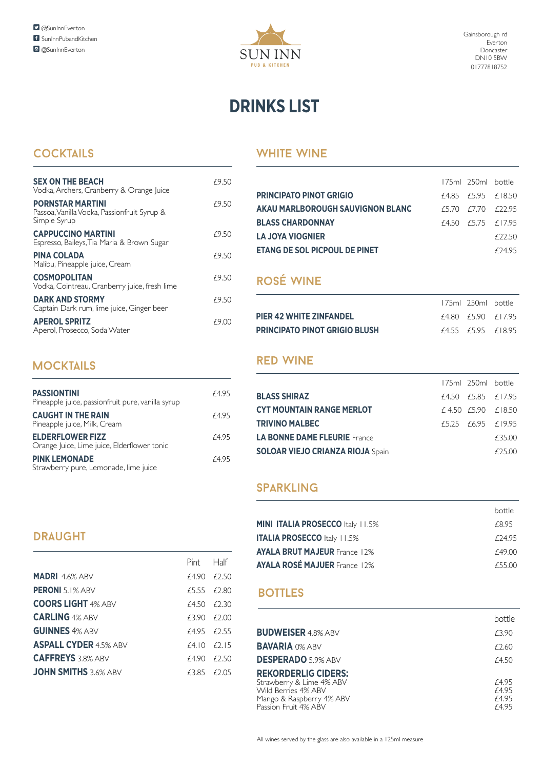@SunInnEverton
SunInnPubandKitchen
@SunInnEverton

SUN INN
PUB & KITCHEN

Gainsborough rd
Everton
Doncaster
DN10 5BW
01777818752

# DRINKS LIST

## COCKTAILS

| | |
|---|---|
| **SEX ON THE BEACH**<br>Vodka, Archers, Cranberry & Orange Juice | £9.50 |
| **PORNSTAR MARTINI**<br>Passoa, Vanilla Vodka, Passionfruit Syrup & Simple Syrup | £9.50 |
| **CAPPUCCINO MARTINI**<br>Espresso, Baileys, Tia Maria & Brown Sugar | £9.50 |
| **PINA COLADA**<br>Malibu, Pineapple juice, Cream | £9.50 |
| **COSMOPOLITAN**<br>Vodka, Cointreau, Cranberry juice, fresh lime | £9.50 |
| **DARK AND STORMY**<br>Captain Dark rum, lime juice, Ginger beer | £9.50 |
| **APEROL SPRITZ**<br>Aperol, Prosecco, Soda Water | £9.00 |

## MOCKTAILS

| | |
|---|---|
| **PASSIONTINI**<br>Pineapple juice, passionfruit pure, vanilla syrup | £4.95 |
| **CAUGHT IN THE RAIN**<br>Pineapple juice, Milk, Cream | £4.95 |
| **ELDERFLOWER FIZZ**<br>Orange Juice, Lime juice, Elderflower tonic | £4.95 |
| **PINK LEMONADE**<br>Strawberry pure, Lemonade, lime juice | £4.95 |

## DRAUGHT

| | Pint | Half |
|---|---|---|
| **MADRI** 4.6% ABV | £4.90 | £2.50 |
| **PERONI** 5.1% ABV | £5.55 | £2.80 |
| **COORS LIGHT** 4% ABV | £4.50 | £2.30 |
| **CARLING** 4% ABV | £3.90 | £2.00 |
| **GUINNES** 4% ABV | £4.95 | £2.55 |
| **ASPALL CYDER** 4.5% ABV | £4.10 | £2.15 |
| **CAFFREYS** 3.8% ABV | £4.90 | £2.50 |
| **JOHN SMITHS** 3.6% ABV | £3.85 | £2.05 |

## WHITE WINE

| | 175ml | 250ml | bottle |
|---|---|---|---|
| **PRINCIPATO PINOT GRIGIO** | £4.85 | £5.95 | £18.50 |
| **AKAU MARLBOROUGH SAUVIGNON BLANC** | £5.70 | £7.70 | £22.95 |
| **BLASS CHARDONNAY** | £4.50 | £5.75 | £17.95 |
| **LA JOYA VIOGNIER** | | | £22.50 |
| **ETANG DE SOL PICPOUL DE PINET** | | | £24.95 |

## ROSÉ WINE

| | 175ml | 250ml | bottle |
|---|---|---|---|
| **PIER 42 WHITE ZINFANDEL** | £4.80 | £5.90 | £17.95 |
| **PRINCIPATO PINOT GRIGIO BLUSH** | £4.55 | £5.95 | £18.95 |

## RED WINE

| | 175ml | 250ml | bottle |
|---|---|---|---|
| **BLASS SHIRAZ** | £4.50 | £5.85 | £17.95 |
| **CYT MOUNTAIN RANGE MERLOT** | £ 4.50 | £5.90 | £18.50 |
| **TRIVINO MALBEC** | £5.25 | £6.95 | £19.95 |
| **LA BONNE DAME FLEURIE** France | | | £35.00 |
| **SOLOAR VIEJO CRIANZA RIOJA** Spain | | | £25.00 |

## SPARKLING

| | bottle |
|---|---|
| **MINI ITALIA PROSECCO** Italy 11.5% | £8.95 |
| **ITALIA PROSECCO** Italy 11.5% | £24.95 |
| **AYALA BRUT MAJEUR** France 12% | £49.00 |
| **AYALA ROSÉ MAJUER** France 12% | £55.00 |

## BOTTLES

| | bottle |
|---|---|
| **BUDWEISER** 4.8% ABV | £3.90 |
| **BAVARIA** 0% ABV | £2.60 |
| **DESPERADO** 5.9% ABV | £4.50 |
| **REKORDERLIG CIDERS:** | |
| Strawberry & Lime 4% ABV | £4.95 |
| Wild Berries 4% ABV | £4.95 |
| Mango & Raspberry 4% ABV | £4.95 |
| Passion Fruit 4% ABV | £4.95 |

All wines served by the glass are also available in a 125ml measure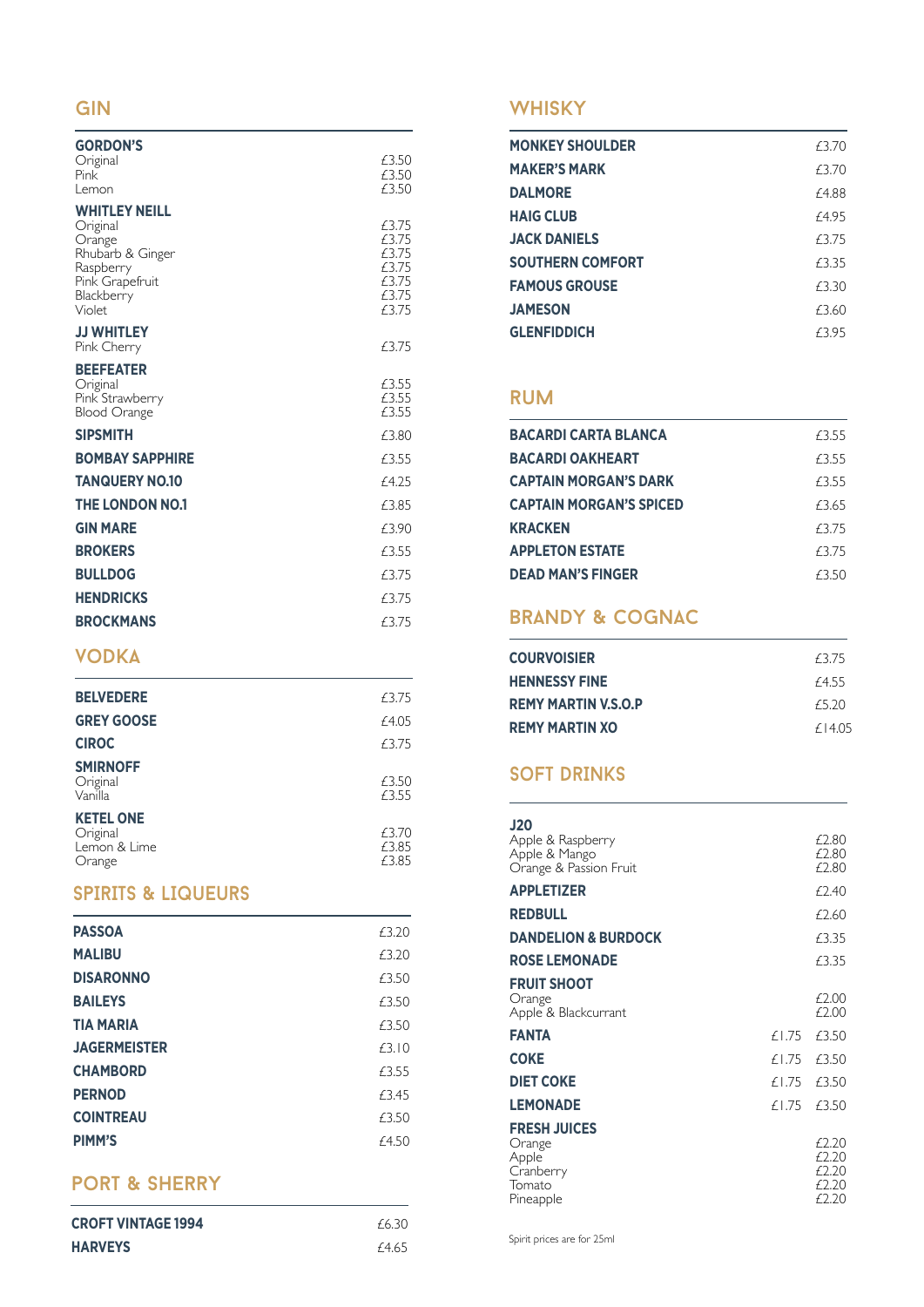## GIN

| | |
|---|---|
| **GORDON'S** | |
| Original | £3.50 |
| Pink | £3.50 |
| Lemon | £3.50 |
| **WHITLEY NEILL** | |
| Original | £3.75 |
| Orange | £3.75 |
| Rhubarb & Ginger | £3.75 |
| Raspberry | £3.75 |
| Pink Grapefruit | £3.75 |
| Blackberry | £3.75 |
| Violet | £3.75 |
| **JJ WHITLEY** | |
| Pink Cherry | £3.75 |
| **BEEFEATER** | |
| Original | £3.55 |
| Pink Strawberry | £3.55 |
| Blood Orange | £3.55 |
| **SIPSMITH** | £3.80 |
| **BOMBAY SAPPHIRE** | £3.55 |
| **TANQUERY NO.10** | £4.25 |
| **THE LONDON NO.1** | £3.85 |
| **GIN MARE** | £3.90 |
| **BROKERS** | £3.55 |
| **BULLDOG** | £3.75 |
| **HENDRICKS** | £3.75 |
| **BROCKMANS** | £3.75 |

## VODKA

| | |
|---|---|
| **BELVEDERE** | £3.75 |
| **GREY GOOSE** | £4.05 |
| **CIROC** | £3.75 |
| **SMIRNOFF** | |
| Original | £3.50 |
| Vanilla | £3.55 |
| **KETEL ONE** | |
| Original | £3.70 |
| Lemon & Lime | £3.85 |
| Orange | £3.85 |

## SPIRITS & LIQUEURS

| | |
|---|---|
| **PASSOA** | £3.20 |
| **MALIBU** | £3.20 |
| **DISARONNO** | £3.50 |
| **BAILEYS** | £3.50 |
| **TIA MARIA** | £3.50 |
| **JAGERMEISTER** | £3.10 |
| **CHAMBORD** | £3.55 |
| **PERNOD** | £3.45 |
| **COINTREAU** | £3.50 |
| **PIMM'S** | £4.50 |

## PORT & SHERRY

| | |
|---|---|
| **CROFT VINTAGE 1994** | £6.30 |
| **HARVEYS** | £4.65 |

## WHISKY

| | |
|---|---|
| **MONKEY SHOULDER** | £3.70 |
| **MAKER'S MARK** | £3.70 |
| **DALMORE** | £4.88 |
| **HAIG CLUB** | £4.95 |
| **JACK DANIELS** | £3.75 |
| **SOUTHERN COMFORT** | £3.35 |
| **FAMOUS GROUSE** | £3.30 |
| **JAMESON** | £3.60 |
| **GLENFIDDICH** | £3.95 |

## RUM

| | |
|---|---|
| **BACARDI CARTA BLANCA** | £3.55 |
| **BACARDI OAKHEART** | £3.55 |
| **CAPTAIN MORGAN'S DARK** | £3.55 |
| **CAPTAIN MORGAN'S SPICED** | £3.65 |
| **KRACKEN** | £3.75 |
| **APPLETON ESTATE** | £3.75 |
| **DEAD MAN'S FINGER** | £3.50 |

## BRANDY & COGNAC

| | |
|---|---|
| **COURVOISIER** | £3.75 |
| **HENNESSY FINE** | £4.55 |
| **REMY MARTIN V.S.O.P** | £5.20 |
| **REMY MARTIN XO** | £14.05 |

## SOFT DRINKS

| | | |
|---|---|---|
| **J20** | | |
| Apple & Raspberry | | £2.80 |
| Apple & Mango | | £2.80 |
| Orange & Passion Fruit | | £2.80 |
| **APPLETIZER** | | £2.40 |
| **REDBULL** | | £2.60 |
| **DANDELION & BURDOCK** | | £3.35 |
| **ROSE LEMONADE** | | £3.35 |
| **FRUIT SHOOT** | | |
| Orange | | £2.00 |
| Apple & Blackcurrant | | £2.00 |
| **FANTA** | £1.75 | £3.50 |
| **COKE** | £1.75 | £3.50 |
| **DIET COKE** | £1.75 | £3.50 |
| **LEMONADE** | £1.75 | £3.50 |
| **FRESH JUICES** | | |
| Orange | | £2.20 |
| Apple | | £2.20 |
| Cranberry | | £2.20 |
| Tomato | | £2.20 |
| Pineapple | | £2.20 |

Spirit prices are for 25ml